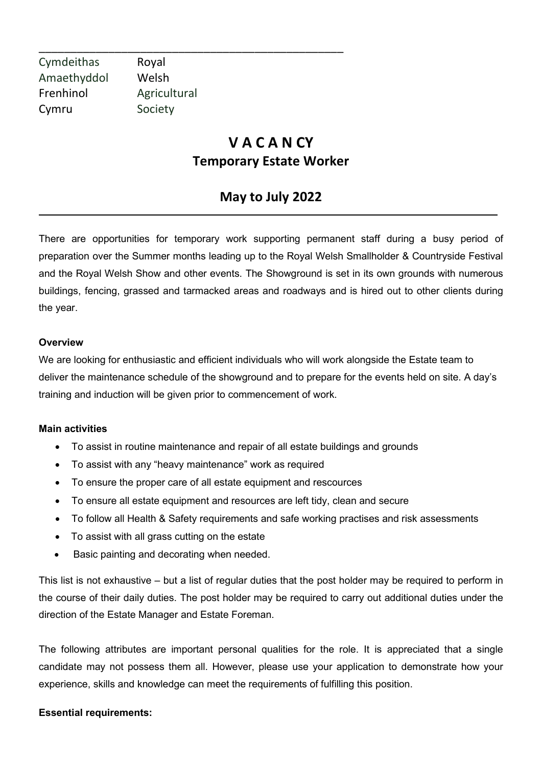| Cymdeithas | Royal |
|---|---|
| Amaethyddol | Welsh |
| Frenhinol | Agricultural |
| Cymru | Society |

# V A C A N CY
## Temporary Estate Worker

## May to July 2022

There are opportunities for temporary work supporting permanent staff during a busy period of preparation over the Summer months leading up to the Royal Welsh Smallholder & Countryside Festival and the Royal Welsh Show and other events. The Showground is set in its own grounds with numerous buildings, fencing, grassed and tarmacked areas and roadways and is hired out to other clients during the year.

**Overview**

We are looking for enthusiastic and efficient individuals who will work alongside the Estate team to deliver the maintenance schedule of the showground and to prepare for the events held on site. A day's training and induction will be given prior to commencement of work.

**Main activities**

- To assist in routine maintenance and repair of all estate buildings and grounds
- To assist with any "heavy maintenance" work as required
- To ensure the proper care of all estate equipment and rescources
- To ensure all estate equipment and resources are left tidy, clean and secure
- To follow all Health & Safety requirements and safe working practises and risk assessments
- To assist with all grass cutting on the estate
- Basic painting and decorating when needed.

This list is not exhaustive – but a list of regular duties that the post holder may be required to perform in the course of their daily duties. The post holder may be required to carry out additional duties under the direction of the Estate Manager and Estate Foreman.

The following attributes are important personal qualities for the role. It is appreciated that a single candidate may not possess them all. However, please use your application to demonstrate how your experience, skills and knowledge can meet the requirements of fulfilling this position.

**Essential requirements:**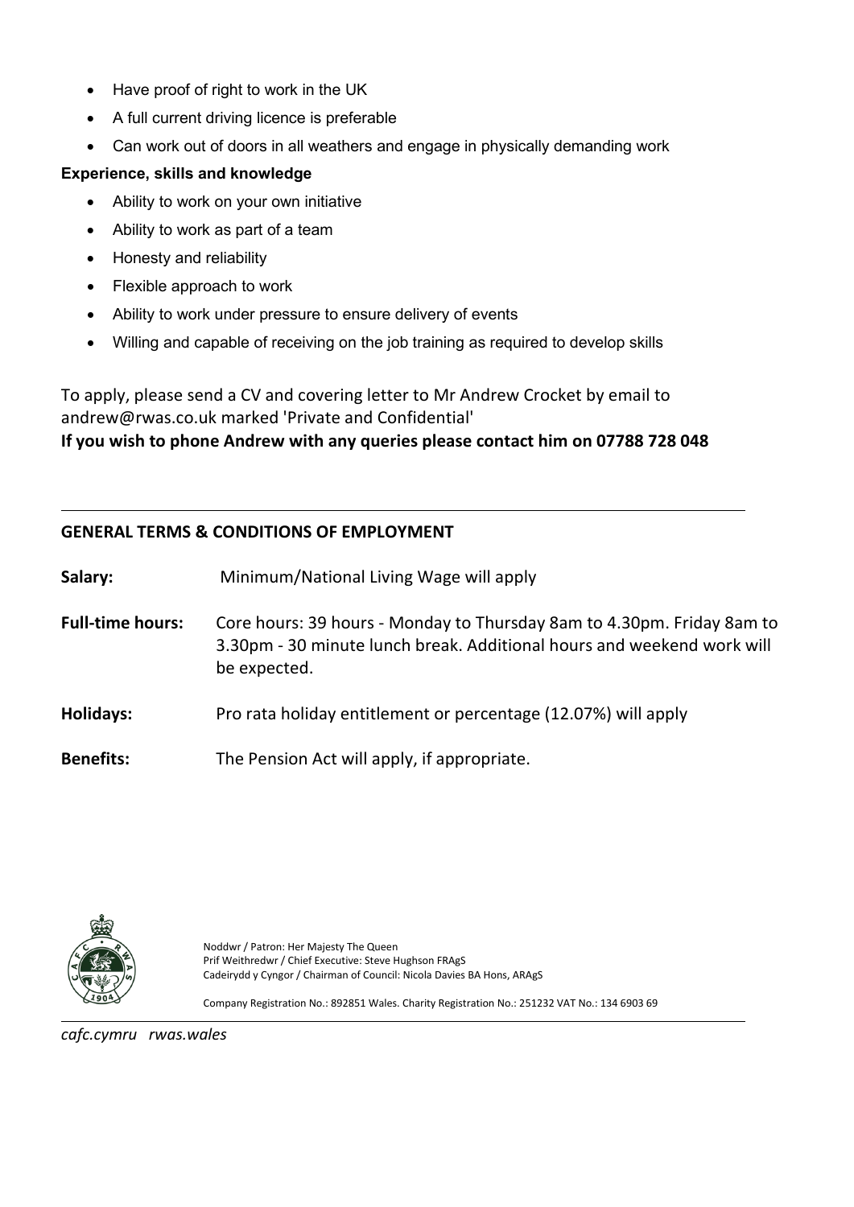- Have proof of right to work in the UK
- A full current driving licence is preferable
- Can work out of doors in all weathers and engage in physically demanding work

**Experience, skills and knowledge**

- Ability to work on your own initiative
- Ability to work as part of a team
- Honesty and reliability
- Flexible approach to work
- Ability to work under pressure to ensure delivery of events
- Willing and capable of receiving on the job training as required to develop skills

To apply, please send a CV and covering letter to Mr Andrew Crocket by email to andrew@rwas.co.uk marked 'Private and Confidential'

**If you wish to phone Andrew with any queries please contact him on 07788 728 048**

---

**GENERAL TERMS & CONDITIONS OF EMPLOYMENT**

| | |
|---|---|
| **Salary:** | Minimum/National Living Wage will apply |
| **Full-time hours:** | Core hours: 39 hours - Monday to Thursday 8am to 4.30pm. Friday 8am to 3.30pm - 30 minute lunch break. Additional hours and weekend work will be expected. |
| **Holidays:** | Pro rata holiday entitlement or percentage (12.07%) will apply |
| **Benefits:** | The Pension Act will apply, if appropriate. |

Noddwr / Patron: Her Majesty The Queen
Prif Weithredwr / Chief Executive: Steve Hughson FRAgS
Cadeirydd y Cyngor / Chairman of Council: Nicola Davies BA Hons, ARAgS

Company Registration No.: 892851 Wales. Charity Registration No.: 251232 VAT No.: 134 6903 69

*cafc.cymru rwas.wales*